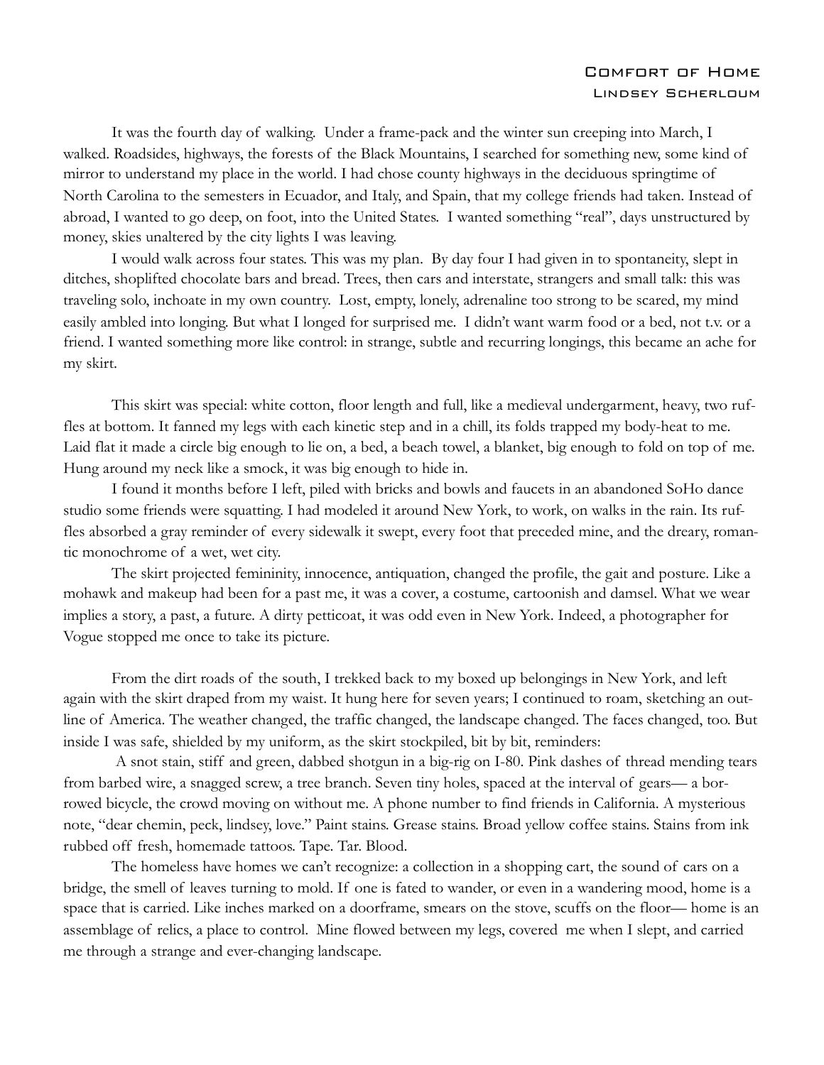# Comfort of Home

### Lindsey Scherloum

It was the fourth day of walking. Under a frame-pack and the winter sun creeping into March, I walked. Roadsides, highways, the forests of the Black Mountains, I searched for something new, some kind of mirror to understand my place in the world. I had chose county highways in the deciduous springtime of North Carolina to the semesters in Ecuador, and Italy, and Spain, that my college friends had taken. Instead of abroad, I wanted to go deep, on foot, into the United States. I wanted something "real", days unstructured by money, skies unaltered by the city lights I was leaving.

I would walk across four states. This was my plan. By day four I had given in to spontaneity, slept in ditches, shoplifted chocolate bars and bread. Trees, then cars and interstate, strangers and small talk: this was traveling solo, inchoate in my own country. Lost, empty, lonely, adrenaline too strong to be scared, my mind easily ambled into longing. But what I longed for surprised me. I didn't want warm food or a bed, not t.v. or a friend. I wanted something more like control: in strange, subtle and recurring longings, this became an ache for my skirt.

This skirt was special: white cotton, floor length and full, like a medieval undergarment, heavy, two ruffles at bottom. It fanned my legs with each kinetic step and in a chill, its folds trapped my body-heat to me. Laid flat it made a circle big enough to lie on, a bed, a beach towel, a blanket, big enough to fold on top of me. Hung around my neck like a smock, it was big enough to hide in.

I found it months before I left, piled with bricks and bowls and faucets in an abandoned SoHo dance studio some friends were squatting. I had modeled it around New York, to work, on walks in the rain. Its ruffles absorbed a gray reminder of every sidewalk it swept, every foot that preceded mine, and the dreary, romantic monochrome of a wet, wet city.

The skirt projected femininity, innocence, antiquation, changed the profile, the gait and posture. Like a mohawk and makeup had been for a past me, it was a cover, a costume, cartoonish and damsel. What we wear implies a story, a past, a future. A dirty petticoat, it was odd even in New York. Indeed, a photographer for Vogue stopped me once to take its picture.

From the dirt roads of the south, I trekked back to my boxed up belongings in New York, and left again with the skirt draped from my waist. It hung here for seven years; I continued to roam, sketching an outline of America. The weather changed, the traffic changed, the landscape changed. The faces changed, too. But inside I was safe, shielded by my uniform, as the skirt stockpiled, bit by bit, reminders:

A snot stain, stiff and green, dabbed shotgun in a big-rig on I-80. Pink dashes of thread mending tears from barbed wire, a snagged screw, a tree branch. Seven tiny holes, spaced at the interval of gears— a borrowed bicycle, the crowd moving on without me. A phone number to find friends in California. A mysterious note, "dear chemin, peck, lindsey, love." Paint stains. Grease stains. Broad yellow coffee stains. Stains from ink rubbed off fresh, homemade tattoos. Tape. Tar. Blood.

The homeless have homes we can't recognize: a collection in a shopping cart, the sound of cars on a bridge, the smell of leaves turning to mold. If one is fated to wander, or even in a wandering mood, home is a space that is carried. Like inches marked on a doorframe, smears on the stove, scuffs on the floor— home is an assemblage of relics, a place to control. Mine flowed between my legs, covered me when I slept, and carried me through a strange and ever-changing landscape.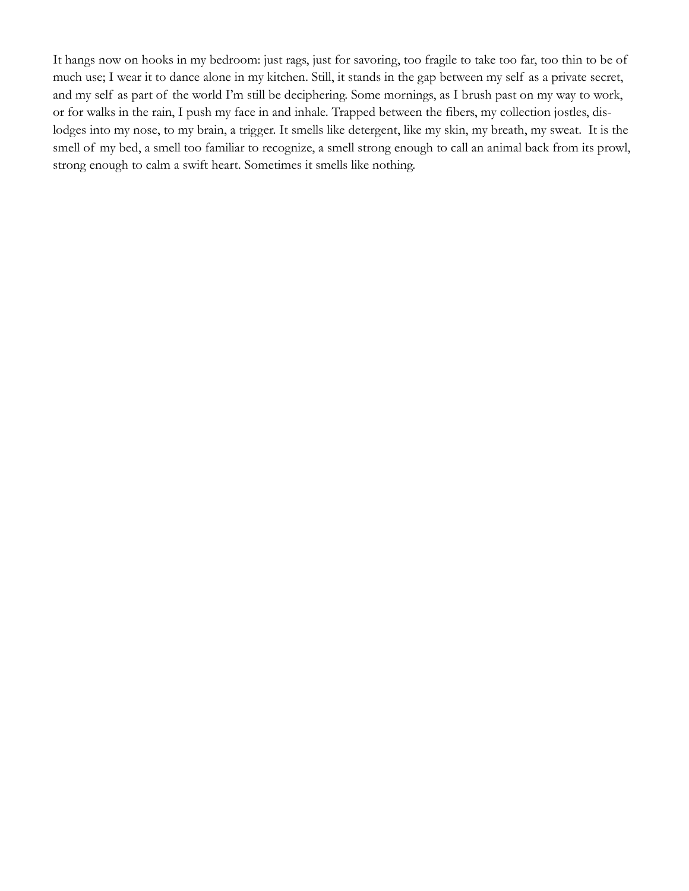It hangs now on hooks in my bedroom: just rags, just for savoring, too fragile to take too far, too thin to be of much use; I wear it to dance alone in my kitchen. Still, it stands in the gap between my self as a private secret, and my self as part of the world I'm still be deciphering. Some mornings, as I brush past on my way to work, or for walks in the rain, I push my face in and inhale. Trapped between the fibers, my collection jostles, dislodges into my nose, to my brain, a trigger. It smells like detergent, like my skin, my breath, my sweat. It is the smell of my bed, a smell too familiar to recognize, a smell strong enough to call an animal back from its prowl, strong enough to calm a swift heart. Sometimes it smells like nothing.